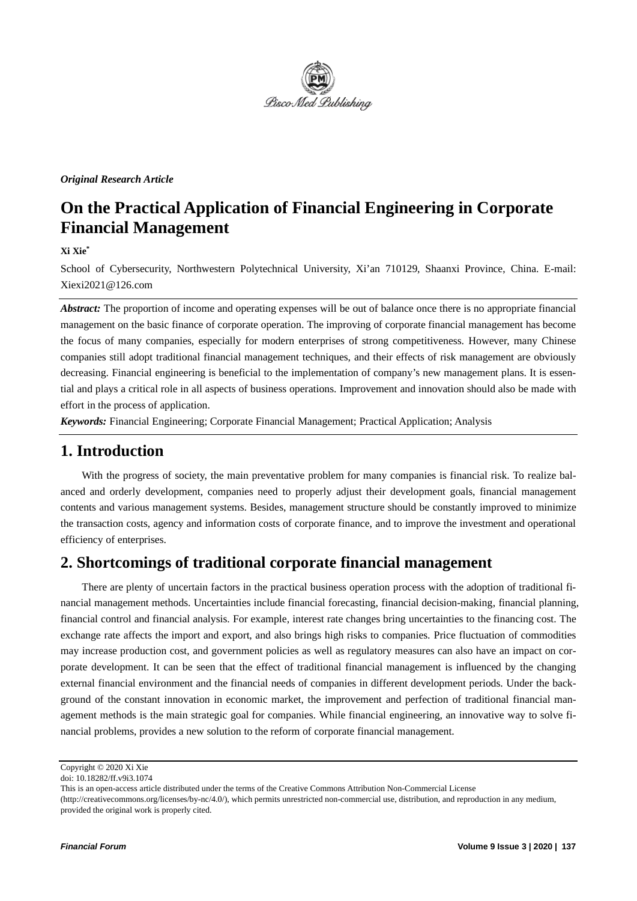*Original Research Article*

# On the Practical Application of Financial Engineering in Corporate Financial Management

**Xi Xie***

School of Cybersecurity, Northwestern Polytechnical University, Xi'an 710129, Shaanxi Province, China. E-mail: Xiexi2021@126.com

***Abstract:*** The proportion of income and operating expenses will be out of balance once there is no appropriate financial management on the basic finance of corporate operation. The improving of corporate financial management has become the focus of many companies, especially for modern enterprises of strong competitiveness. However, many Chinese companies still adopt traditional financial management techniques, and their effects of risk management are obviously decreasing. Financial engineering is beneficial to the implementation of company's new management plans. It is essential and plays a critical role in all aspects of business operations. Improvement and innovation should also be made with effort in the process of application.

***Keywords:*** Financial Engineering; Corporate Financial Management; Practical Application; Analysis

## 1. Introduction

With the progress of society, the main preventative problem for many companies is financial risk. To realize balanced and orderly development, companies need to properly adjust their development goals, financial management contents and various management systems. Besides, management structure should be constantly improved to minimize the transaction costs, agency and information costs of corporate finance, and to improve the investment and operational efficiency of enterprises.

## 2. Shortcomings of traditional corporate financial management

There are plenty of uncertain factors in the practical business operation process with the adoption of traditional financial management methods. Uncertainties include financial forecasting, financial decision-making, financial planning, financial control and financial analysis. For example, interest rate changes bring uncertainties to the financing cost. The exchange rate affects the import and export, and also brings high risks to companies. Price fluctuation of commodities may increase production cost, and government policies as well as regulatory measures can also have an impact on corporate development. It can be seen that the effect of traditional financial management is influenced by the changing external financial environment and the financial needs of companies in different development periods. Under the background of the constant innovation in economic market, the improvement and perfection of traditional financial management methods is the main strategic goal for companies. While financial engineering, an innovative way to solve financial problems, provides a new solution to the reform of corporate financial management.

Copyright © 2020 Xi Xie
doi: 10.18282/ff.v9i3.1074
This is an open-access article distributed under the terms of the Creative Commons Attribution Non-Commercial License (http://creativecommons.org/licenses/by-nc/4.0/), which permits unrestricted non-commercial use, distribution, and reproduction in any medium, provided the original work is properly cited.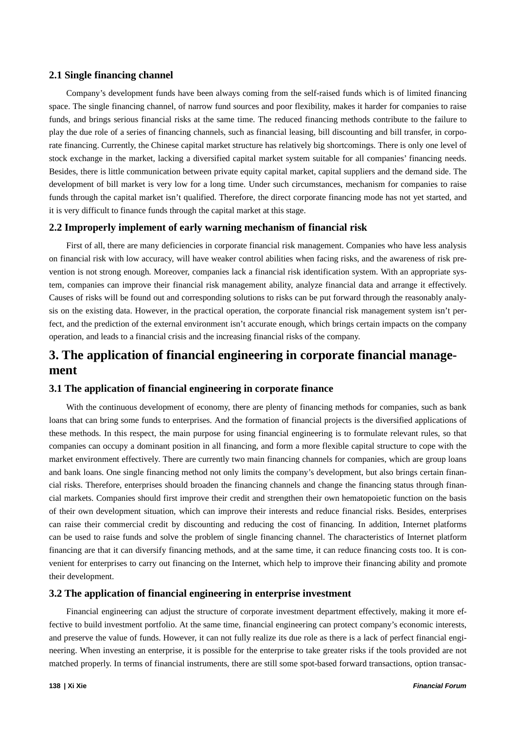### 2.1 Single financing channel

Company's development funds have been always coming from the self-raised funds which is of limited financing space. The single financing channel, of narrow fund sources and poor flexibility, makes it harder for companies to raise funds, and brings serious financial risks at the same time. The reduced financing methods contribute to the failure to play the due role of a series of financing channels, such as financial leasing, bill discounting and bill transfer, in corporate financing. Currently, the Chinese capital market structure has relatively big shortcomings. There is only one level of stock exchange in the market, lacking a diversified capital market system suitable for all companies' financing needs. Besides, there is little communication between private equity capital market, capital suppliers and the demand side. The development of bill market is very low for a long time. Under such circumstances, mechanism for companies to raise funds through the capital market isn't qualified. Therefore, the direct corporate financing mode has not yet started, and it is very difficult to finance funds through the capital market at this stage.

### 2.2 Improperly implement of early warning mechanism of financial risk

First of all, there are many deficiencies in corporate financial risk management. Companies who have less analysis on financial risk with low accuracy, will have weaker control abilities when facing risks, and the awareness of risk prevention is not strong enough. Moreover, companies lack a financial risk identification system. With an appropriate system, companies can improve their financial risk management ability, analyze financial data and arrange it effectively. Causes of risks will be found out and corresponding solutions to risks can be put forward through the reasonably analysis on the existing data. However, in the practical operation, the corporate financial risk management system isn't perfect, and the prediction of the external environment isn't accurate enough, which brings certain impacts on the company operation, and leads to a financial crisis and the increasing financial risks of the company.

## 3. The application of financial engineering in corporate financial management

### 3.1 The application of financial engineering in corporate finance

With the continuous development of economy, there are plenty of financing methods for companies, such as bank loans that can bring some funds to enterprises. And the formation of financial projects is the diversified applications of these methods. In this respect, the main purpose for using financial engineering is to formulate relevant rules, so that companies can occupy a dominant position in all financing, and form a more flexible capital structure to cope with the market environment effectively. There are currently two main financing channels for companies, which are group loans and bank loans. One single financing method not only limits the company's development, but also brings certain financial risks. Therefore, enterprises should broaden the financing channels and change the financing status through financial markets. Companies should first improve their credit and strengthen their own hematopoietic function on the basis of their own development situation, which can improve their interests and reduce financial risks. Besides, enterprises can raise their commercial credit by discounting and reducing the cost of financing. In addition, Internet platforms can be used to raise funds and solve the problem of single financing channel. The characteristics of Internet platform financing are that it can diversify financing methods, and at the same time, it can reduce financing costs too. It is convenient for enterprises to carry out financing on the Internet, which help to improve their financing ability and promote their development.

### 3.2 The application of financial engineering in enterprise investment

Financial engineering can adjust the structure of corporate investment department effectively, making it more effective to build investment portfolio. At the same time, financial engineering can protect company's economic interests, and preserve the value of funds. However, it can not fully realize its due role as there is a lack of perfect financial engineering. When investing an enterprise, it is possible for the enterprise to take greater risks if the tools provided are not matched properly. In terms of financial instruments, there are still some spot-based forward transactions, option transac-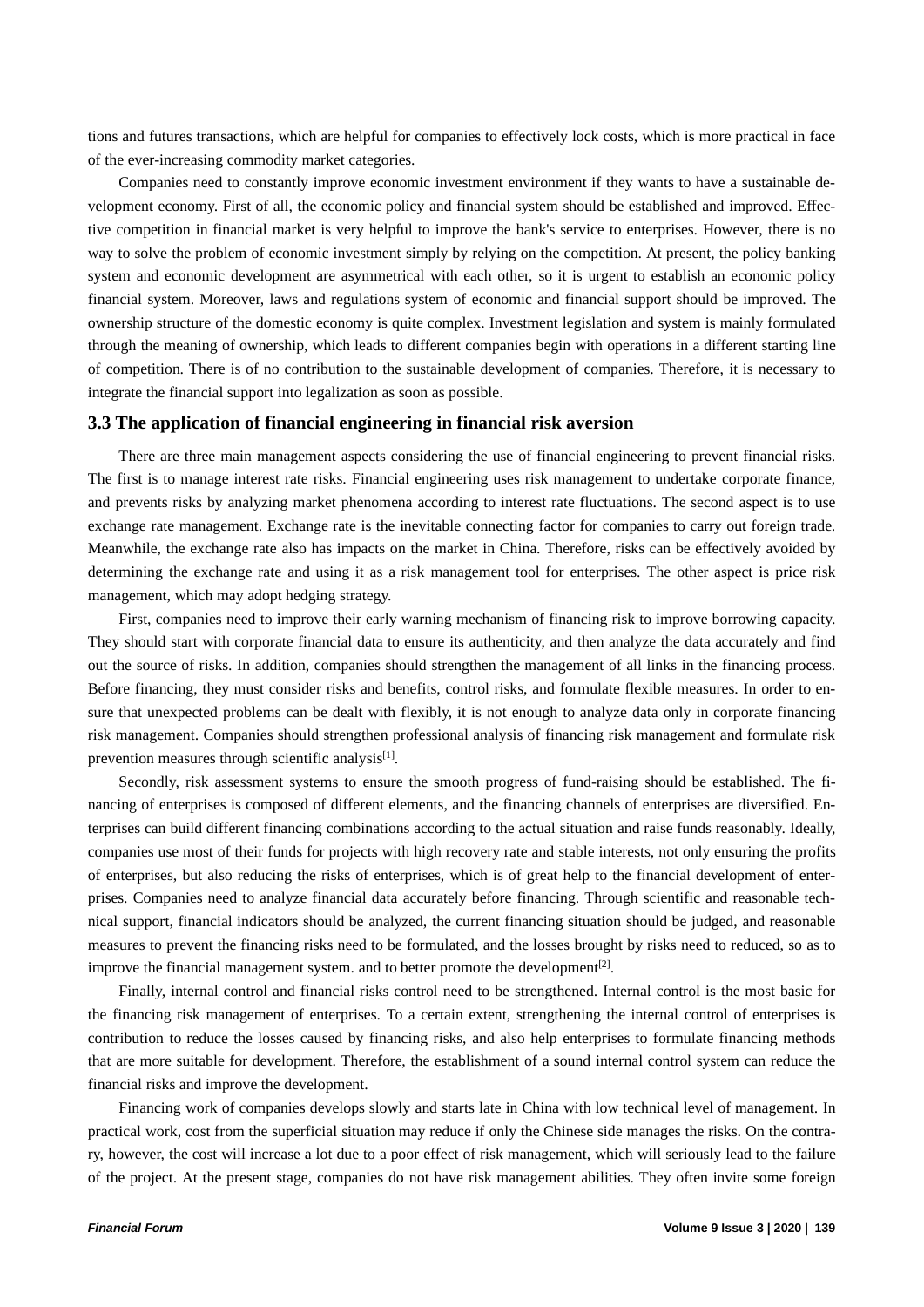tions and futures transactions, which are helpful for companies to effectively lock costs, which is more practical in face of the ever-increasing commodity market categories.

Companies need to constantly improve economic investment environment if they wants to have a sustainable development economy. First of all, the economic policy and financial system should be established and improved. Effective competition in financial market is very helpful to improve the bank's service to enterprises. However, there is no way to solve the problem of economic investment simply by relying on the competition. At present, the policy banking system and economic development are asymmetrical with each other, so it is urgent to establish an economic policy financial system. Moreover, laws and regulations system of economic and financial support should be improved. The ownership structure of the domestic economy is quite complex. Investment legislation and system is mainly formulated through the meaning of ownership, which leads to different companies begin with operations in a different starting line of competition. There is of no contribution to the sustainable development of companies. Therefore, it is necessary to integrate the financial support into legalization as soon as possible.

### 3.3 The application of financial engineering in financial risk aversion

There are three main management aspects considering the use of financial engineering to prevent financial risks. The first is to manage interest rate risks. Financial engineering uses risk management to undertake corporate finance, and prevents risks by analyzing market phenomena according to interest rate fluctuations. The second aspect is to use exchange rate management. Exchange rate is the inevitable connecting factor for companies to carry out foreign trade. Meanwhile, the exchange rate also has impacts on the market in China. Therefore, risks can be effectively avoided by determining the exchange rate and using it as a risk management tool for enterprises. The other aspect is price risk management, which may adopt hedging strategy.

First, companies need to improve their early warning mechanism of financing risk to improve borrowing capacity. They should start with corporate financial data to ensure its authenticity, and then analyze the data accurately and find out the source of risks. In addition, companies should strengthen the management of all links in the financing process. Before financing, they must consider risks and benefits, control risks, and formulate flexible measures. In order to ensure that unexpected problems can be dealt with flexibly, it is not enough to analyze data only in corporate financing risk management. Companies should strengthen professional analysis of financing risk management and formulate risk prevention measures through scientific analysis[1].

Secondly, risk assessment systems to ensure the smooth progress of fund-raising should be established. The financing of enterprises is composed of different elements, and the financing channels of enterprises are diversified. Enterprises can build different financing combinations according to the actual situation and raise funds reasonably. Ideally, companies use most of their funds for projects with high recovery rate and stable interests, not only ensuring the profits of enterprises, but also reducing the risks of enterprises, which is of great help to the financial development of enterprises. Companies need to analyze financial data accurately before financing. Through scientific and reasonable technical support, financial indicators should be analyzed, the current financing situation should be judged, and reasonable measures to prevent the financing risks need to be formulated, and the losses brought by risks need to reduced, so as to improve the financial management system. and to better promote the development[2].

Finally, internal control and financial risks control need to be strengthened. Internal control is the most basic for the financing risk management of enterprises. To a certain extent, strengthening the internal control of enterprises is contribution to reduce the losses caused by financing risks, and also help enterprises to formulate financing methods that are more suitable for development. Therefore, the establishment of a sound internal control system can reduce the financial risks and improve the development.

Financing work of companies develops slowly and starts late in China with low technical level of management. In practical work, cost from the superficial situation may reduce if only the Chinese side manages the risks. On the contrary, however, the cost will increase a lot due to a poor effect of risk management, which will seriously lead to the failure of the project. At the present stage, companies do not have risk management abilities. They often invite some foreign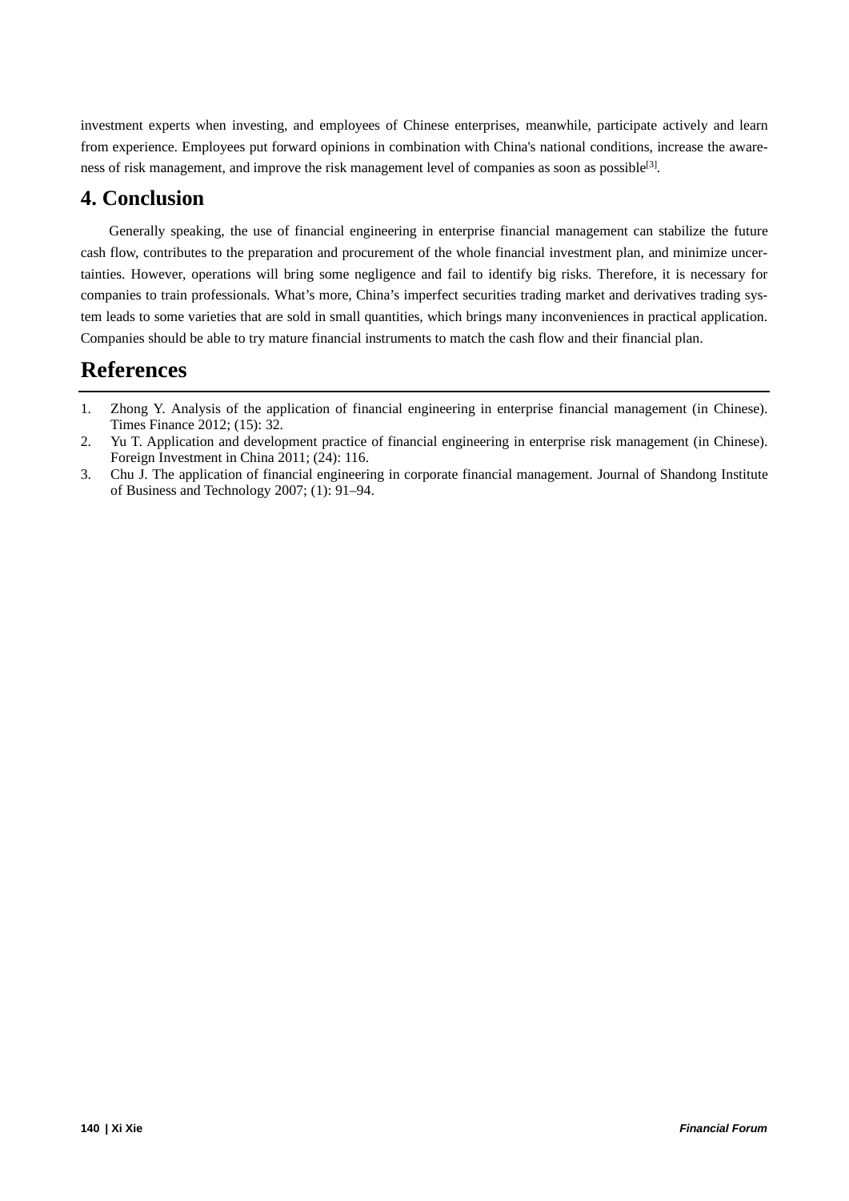investment experts when investing, and employees of Chinese enterprises, meanwhile, participate actively and learn from experience. Employees put forward opinions in combination with China's national conditions, increase the awareness of risk management, and improve the risk management level of companies as soon as possible[3].

## 4. Conclusion

Generally speaking, the use of financial engineering in enterprise financial management can stabilize the future cash flow, contributes to the preparation and procurement of the whole financial investment plan, and minimize uncertainties. However, operations will bring some negligence and fail to identify big risks. Therefore, it is necessary for companies to train professionals. What's more, China's imperfect securities trading market and derivatives trading system leads to some varieties that are sold in small quantities, which brings many inconveniences in practical application. Companies should be able to try mature financial instruments to match the cash flow and their financial plan.

## References

1. Zhong Y. Analysis of the application of financial engineering in enterprise financial management (in Chinese). Times Finance 2012; (15): 32.
2. Yu T. Application and development practice of financial engineering in enterprise risk management (in Chinese). Foreign Investment in China 2011; (24): 116.
3. Chu J. The application of financial engineering in corporate financial management. Journal of Shandong Institute of Business and Technology 2007; (1): 91–94.